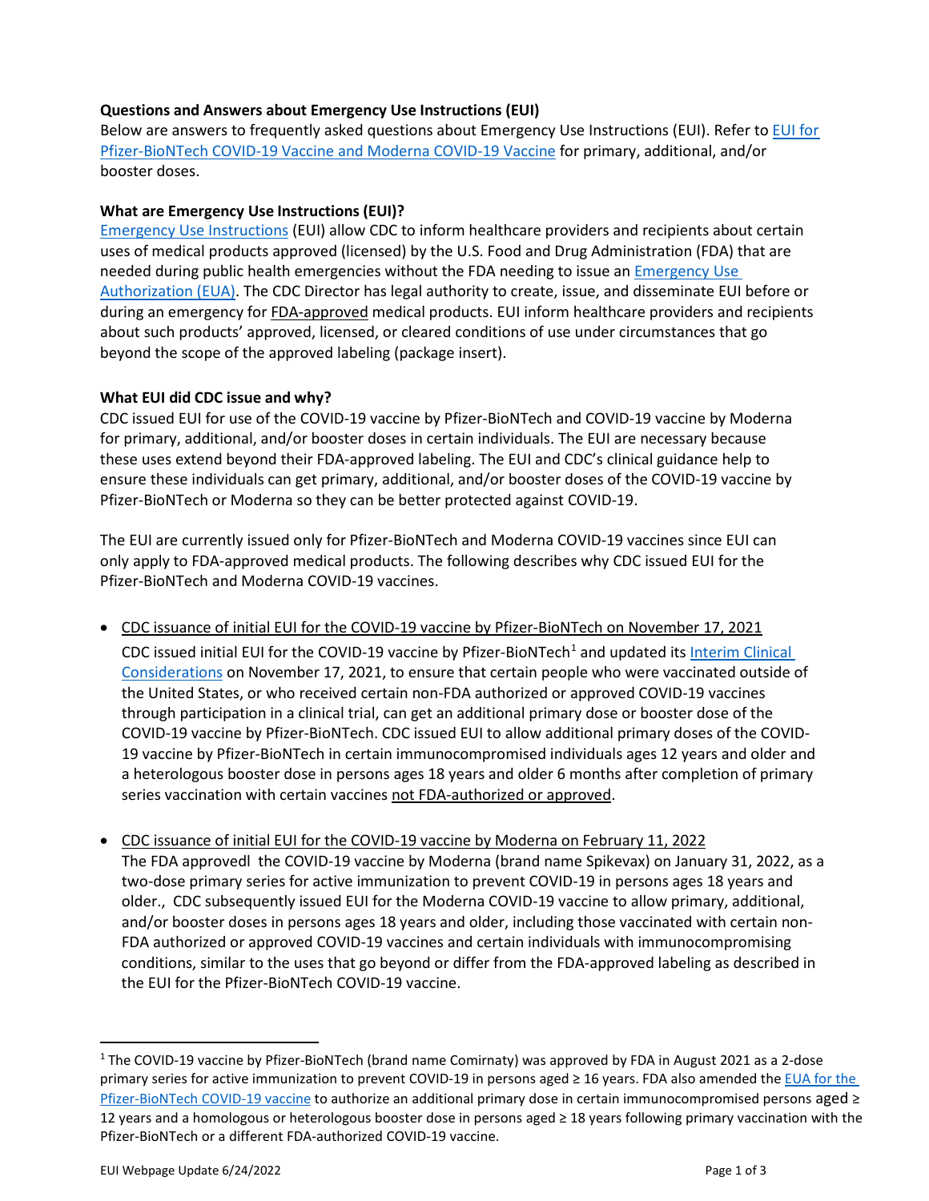**Questions and Answers about Emergency Use Instructions (EUI)**

Below are answers to frequently asked questions about Emergency Use Instructions (EUI). Refer to EUI for Pfizer-BioNTech COVID-19 Vaccine and Moderna COVID-19 Vaccine for primary, additional, and/or booster doses.

**What are Emergency Use Instructions (EUI)?**

Emergency Use Instructions (EUI) allow CDC to inform healthcare providers and recipients about certain uses of medical products approved (licensed) by the U.S. Food and Drug Administration (FDA) that are needed during public health emergencies without the FDA needing to issue an Emergency Use Authorization (EUA). The CDC Director has legal authority to create, issue, and disseminate EUI before or during an emergency for FDA-approved medical products. EUI inform healthcare providers and recipients about such products' approved, licensed, or cleared conditions of use under circumstances that go beyond the scope of the approved labeling (package insert).

**What EUI did CDC issue and why?**

CDC issued EUI for use of the COVID-19 vaccine by Pfizer-BioNTech and COVID-19 vaccine by Moderna for primary, additional, and/or booster doses in certain individuals. The EUI are necessary because these uses extend beyond their FDA-approved labeling. The EUI and CDC's clinical guidance help to ensure these individuals can get primary, additional, and/or booster doses of the COVID-19 vaccine by Pfizer-BioNTech or Moderna so they can be better protected against COVID-19.

The EUI are currently issued only for Pfizer-BioNTech and Moderna COVID-19 vaccines since EUI can only apply to FDA-approved medical products. The following describes why CDC issued EUI for the Pfizer-BioNTech and Moderna COVID-19 vaccines.

- CDC issuance of initial EUI for the COVID-19 vaccine by Pfizer-BioNTech on November 17, 2021

  CDC issued initial EUI for the COVID-19 vaccine by Pfizer-BioNTech[1] and updated its Interim Clinical Considerations on November 17, 2021, to ensure that certain people who were vaccinated outside of the United States, or who received certain non-FDA authorized or approved COVID-19 vaccines through participation in a clinical trial, can get an additional primary dose or booster dose of the COVID-19 vaccine by Pfizer-BioNTech. CDC issued EUI to allow additional primary doses of the COVID-19 vaccine by Pfizer-BioNTech in certain immunocompromised individuals ages 12 years and older and a heterologous booster dose in persons ages 18 years and older 6 months after completion of primary series vaccination with certain vaccines not FDA-authorized or approved.

- CDC issuance of initial EUI for the COVID-19 vaccine by Moderna on February 11, 2022

  The FDA approvedl the COVID-19 vaccine by Moderna (brand name Spikevax) on January 31, 2022, as a two-dose primary series for active immunization to prevent COVID-19 in persons ages 18 years and older., CDC subsequently issued EUI for the Moderna COVID-19 vaccine to allow primary, additional, and/or booster doses in persons ages 18 years and older, including those vaccinated with certain non-FDA authorized or approved COVID-19 vaccines and certain individuals with immunocompromising conditions, similar to the uses that go beyond or differ from the FDA-approved labeling as described in the EUI for the Pfizer-BioNTech COVID-19 vaccine.

---

[1] The COVID-19 vaccine by Pfizer-BioNTech (brand name Comirnaty) was approved by FDA in August 2021 as a 2-dose primary series for active immunization to prevent COVID-19 in persons aged ≥ 16 years. FDA also amended the EUA for the Pfizer-BioNTech COVID-19 vaccine to authorize an additional primary dose in certain immunocompromised persons aged ≥ 12 years and a homologous or heterologous booster dose in persons aged ≥ 18 years following primary vaccination with the Pfizer-BioNTech or a different FDA-authorized COVID-19 vaccine.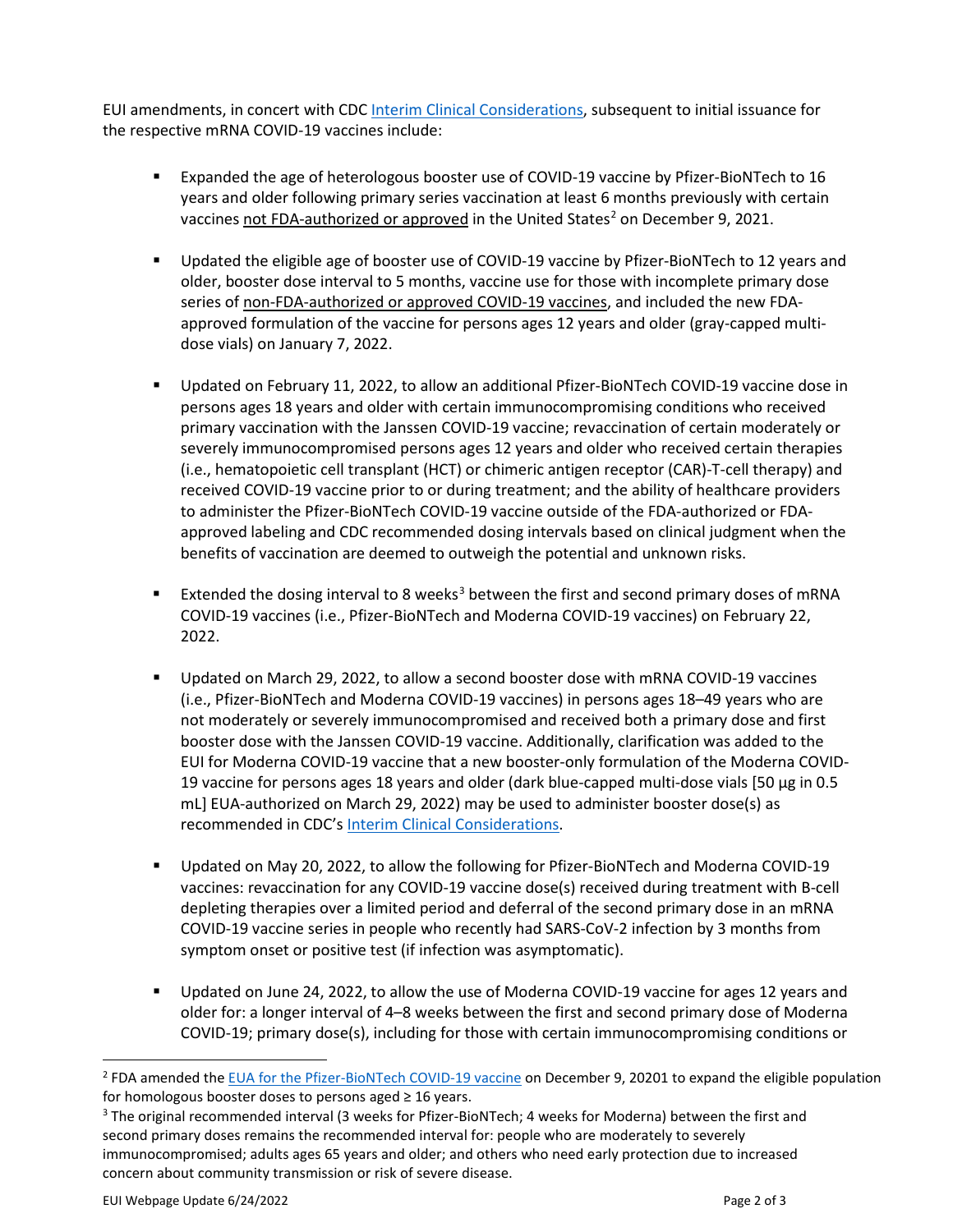EUI amendments, in concert with CDC Interim Clinical Considerations, subsequent to initial issuance for the respective mRNA COVID-19 vaccines include:

- Expanded the age of heterologous booster use of COVID-19 vaccine by Pfizer-BioNTech to 16 years and older following primary series vaccination at least 6 months previously with certain vaccines not FDA-authorized or approved in the United States[2] on December 9, 2021.

- Updated the eligible age of booster use of COVID-19 vaccine by Pfizer-BioNTech to 12 years and older, booster dose interval to 5 months, vaccine use for those with incomplete primary dose series of non-FDA-authorized or approved COVID-19 vaccines, and included the new FDA-approved formulation of the vaccine for persons ages 12 years and older (gray-capped multi-dose vials) on January 7, 2022.

- Updated on February 11, 2022, to allow an additional Pfizer-BioNTech COVID-19 vaccine dose in persons ages 18 years and older with certain immunocompromising conditions who received primary vaccination with the Janssen COVID-19 vaccine; revaccination of certain moderately or severely immunocompromised persons ages 12 years and older who received certain therapies (i.e., hematopoietic cell transplant (HCT) or chimeric antigen receptor (CAR)-T-cell therapy) and received COVID-19 vaccine prior to or during treatment; and the ability of healthcare providers to administer the Pfizer-BioNTech COVID-19 vaccine outside of the FDA-authorized or FDA-approved labeling and CDC recommended dosing intervals based on clinical judgment when the benefits of vaccination are deemed to outweigh the potential and unknown risks.

- Extended the dosing interval to 8 weeks[3] between the first and second primary doses of mRNA COVID-19 vaccines (i.e., Pfizer-BioNTech and Moderna COVID-19 vaccines) on February 22, 2022.

- Updated on March 29, 2022, to allow a second booster dose with mRNA COVID-19 vaccines (i.e., Pfizer-BioNTech and Moderna COVID-19 vaccines) in persons ages 18–49 years who are not moderately or severely immunocompromised and received both a primary dose and first booster dose with the Janssen COVID-19 vaccine. Additionally, clarification was added to the EUI for Moderna COVID-19 vaccine that a new booster-only formulation of the Moderna COVID-19 vaccine for persons ages 18 years and older (dark blue-capped multi-dose vials [50 µg in 0.5 mL] EUA-authorized on March 29, 2022) may be used to administer booster dose(s) as recommended in CDC's Interim Clinical Considerations.

- Updated on May 20, 2022, to allow the following for Pfizer-BioNTech and Moderna COVID-19 vaccines: revaccination for any COVID-19 vaccine dose(s) received during treatment with B-cell depleting therapies over a limited period and deferral of the second primary dose in an mRNA COVID-19 vaccine series in people who recently had SARS-CoV-2 infection by 3 months from symptom onset or positive test (if infection was asymptomatic).

- Updated on June 24, 2022, to allow the use of Moderna COVID-19 vaccine for ages 12 years and older for: a longer interval of 4–8 weeks between the first and second primary dose of Moderna COVID-19; primary dose(s), including for those with certain immunocompromising conditions or

[2] FDA amended the EUA for the Pfizer-BioNTech COVID-19 vaccine on December 9, 20201 to expand the eligible population for homologous booster doses to persons aged ≥ 16 years.

[3] The original recommended interval (3 weeks for Pfizer-BioNTech; 4 weeks for Moderna) between the first and second primary doses remains the recommended interval for: people who are moderately to severely immunocompromised; adults ages 65 years and older; and others who need early protection due to increased concern about community transmission or risk of severe disease.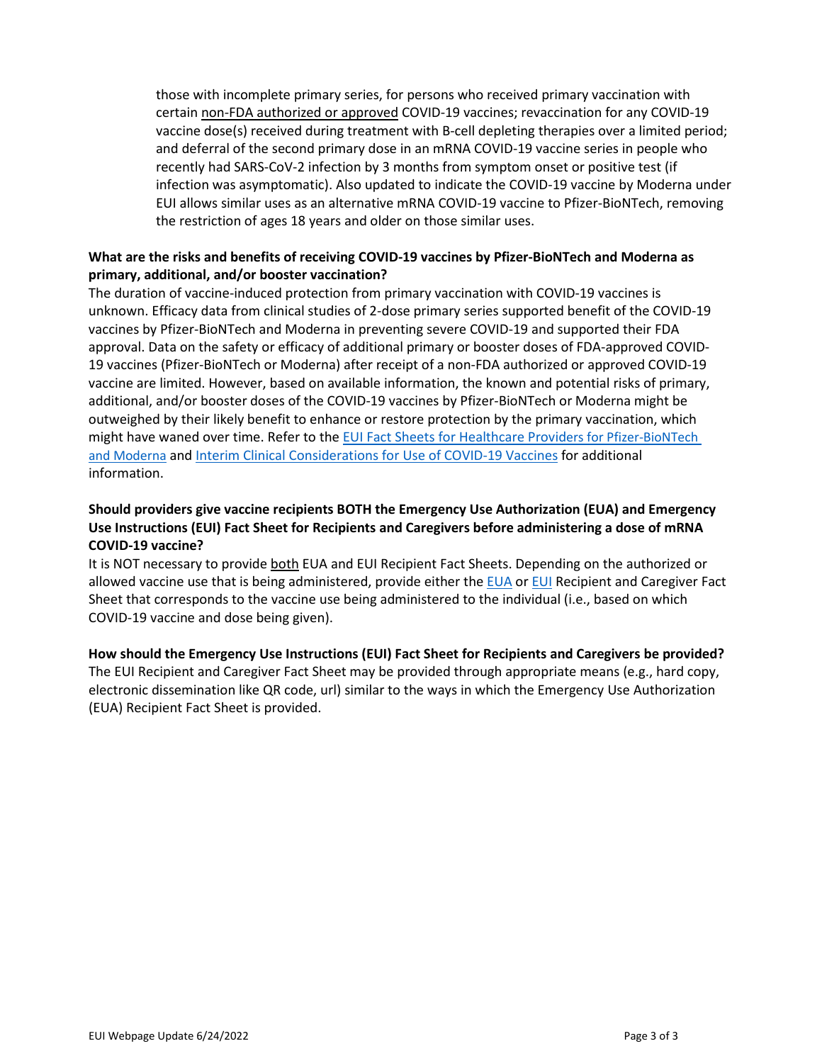those with incomplete primary series, for persons who received primary vaccination with certain non-FDA authorized or approved COVID-19 vaccines; revaccination for any COVID-19 vaccine dose(s) received during treatment with B-cell depleting therapies over a limited period; and deferral of the second primary dose in an mRNA COVID-19 vaccine series in people who recently had SARS-CoV-2 infection by 3 months from symptom onset or positive test (if infection was asymptomatic). Also updated to indicate the COVID-19 vaccine by Moderna under EUI allows similar uses as an alternative mRNA COVID-19 vaccine to Pfizer-BioNTech, removing the restriction of ages 18 years and older on those similar uses.

**What are the risks and benefits of receiving COVID-19 vaccines by Pfizer-BioNTech and Moderna as primary, additional, and/or booster vaccination?**

The duration of vaccine-induced protection from primary vaccination with COVID-19 vaccines is unknown. Efficacy data from clinical studies of 2-dose primary series supported benefit of the COVID-19 vaccines by Pfizer-BioNTech and Moderna in preventing severe COVID-19 and supported their FDA approval. Data on the safety or efficacy of additional primary or booster doses of FDA-approved COVID-19 vaccines (Pfizer-BioNTech or Moderna) after receipt of a non-FDA authorized or approved COVID-19 vaccine are limited. However, based on available information, the known and potential risks of primary, additional, and/or booster doses of the COVID-19 vaccines by Pfizer-BioNTech or Moderna might be outweighed by their likely benefit to enhance or restore protection by the primary vaccination, which might have waned over time. Refer to the EUI Fact Sheets for Healthcare Providers for Pfizer-BioNTech and Moderna and Interim Clinical Considerations for Use of COVID-19 Vaccines for additional information.

**Should providers give vaccine recipients BOTH the Emergency Use Authorization (EUA) and Emergency Use Instructions (EUI) Fact Sheet for Recipients and Caregivers before administering a dose of mRNA COVID-19 vaccine?**

It is NOT necessary to provide both EUA and EUI Recipient Fact Sheets. Depending on the authorized or allowed vaccine use that is being administered, provide either the EUA or EUI Recipient and Caregiver Fact Sheet that corresponds to the vaccine use being administered to the individual (i.e., based on which COVID-19 vaccine and dose being given).

**How should the Emergency Use Instructions (EUI) Fact Sheet for Recipients and Caregivers be provided?**

The EUI Recipient and Caregiver Fact Sheet may be provided through appropriate means (e.g., hard copy, electronic dissemination like QR code, url) similar to the ways in which the Emergency Use Authorization (EUA) Recipient Fact Sheet is provided.